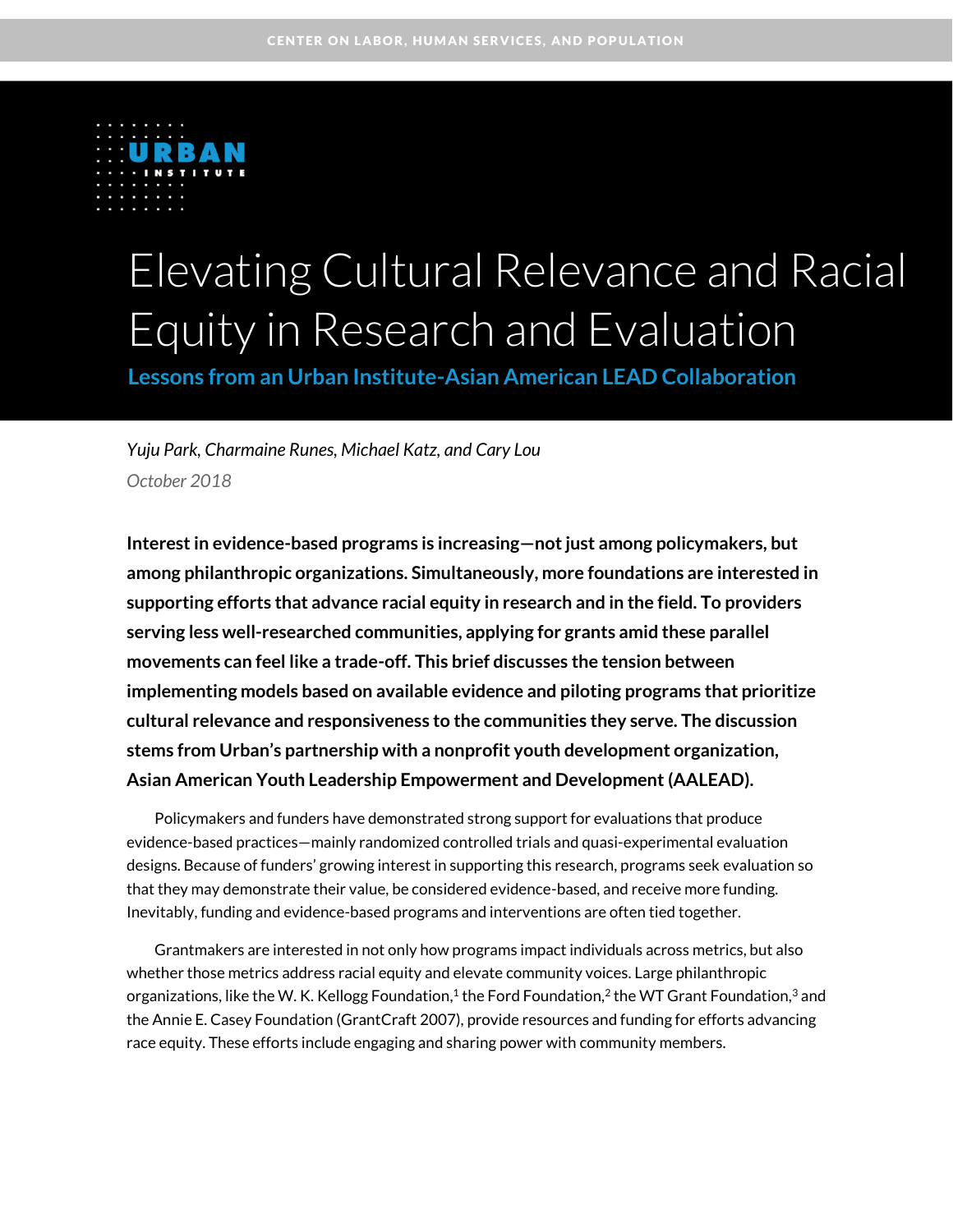CENTER ON LABOR, HUMAN SERVICES, AND POPULATION

URBAN INSTITUTE

# Elevating Cultural Relevance and Racial Equity in Research and Evaluation

## Lessons from an Urban Institute-Asian American LEAD Collaboration

*Yuju Park, Charmaine Runes, Michael Katz, and Cary Lou*

*October 2018*

**Interest in evidence-based programs is increasing—not just among policymakers, but among philanthropic organizations. Simultaneously, more foundations are interested in supporting efforts that advance racial equity in research and in the field. To providers serving less well-researched communities, applying for grants amid these parallel movements can feel like a trade-off. This brief discusses the tension between implementing models based on available evidence and piloting programs that prioritize cultural relevance and responsiveness to the communities they serve. The discussion stems from Urban's partnership with a nonprofit youth development organization, Asian American Youth Leadership Empowerment and Development (AALEAD).**

Policymakers and funders have demonstrated strong support for evaluations that produce evidence-based practices—mainly randomized controlled trials and quasi-experimental evaluation designs. Because of funders' growing interest in supporting this research, programs seek evaluation so that they may demonstrate their value, be considered evidence-based, and receive more funding. Inevitably, funding and evidence-based programs and interventions are often tied together.

Grantmakers are interested in not only how programs impact individuals across metrics, but also whether those metrics address racial equity and elevate community voices. Large philanthropic organizations, like the W. K. Kellogg Foundation,[1] the Ford Foundation,[2] the WT Grant Foundation,[3] and the Annie E. Casey Foundation (GrantCraft 2007), provide resources and funding for efforts advancing race equity. These efforts include engaging and sharing power with community members.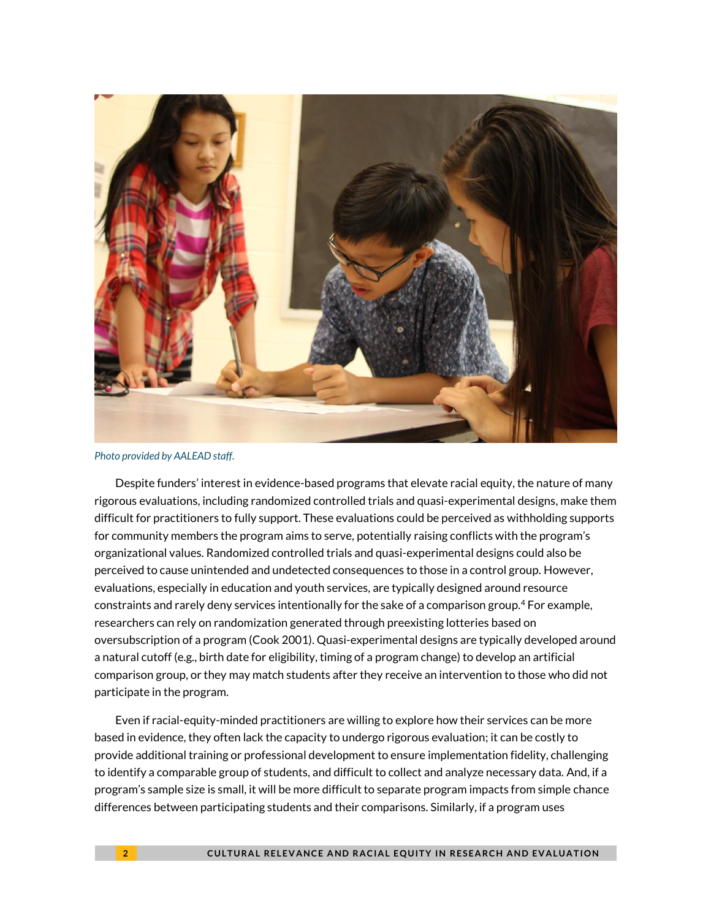*Photo provided by AALEAD staff.*

Despite funders' interest in evidence-based programs that elevate racial equity, the nature of many rigorous evaluations, including randomized controlled trials and quasi-experimental designs, make them difficult for practitioners to fully support. These evaluations could be perceived as withholding supports for community members the program aims to serve, potentially raising conflicts with the program's organizational values. Randomized controlled trials and quasi-experimental designs could also be perceived to cause unintended and undetected consequences to those in a control group. However, evaluations, especially in education and youth services, are typically designed around resource constraints and rarely deny services intentionally for the sake of a comparison group.[4] For example, researchers can rely on randomization generated through preexisting lotteries based on oversubscription of a program (Cook 2001). Quasi-experimental designs are typically developed around a natural cutoff (e.g., birth date for eligibility, timing of a program change) to develop an artificial comparison group, or they may match students after they receive an intervention to those who did not participate in the program.

Even if racial-equity-minded practitioners are willing to explore how their services can be more based in evidence, they often lack the capacity to undergo rigorous evaluation; it can be costly to provide additional training or professional development to ensure implementation fidelity, challenging to identify a comparable group of students, and difficult to collect and analyze necessary data. And, if a program's sample size is small, it will be more difficult to separate program impacts from simple chance differences between participating students and their comparisons. Similarly, if a program uses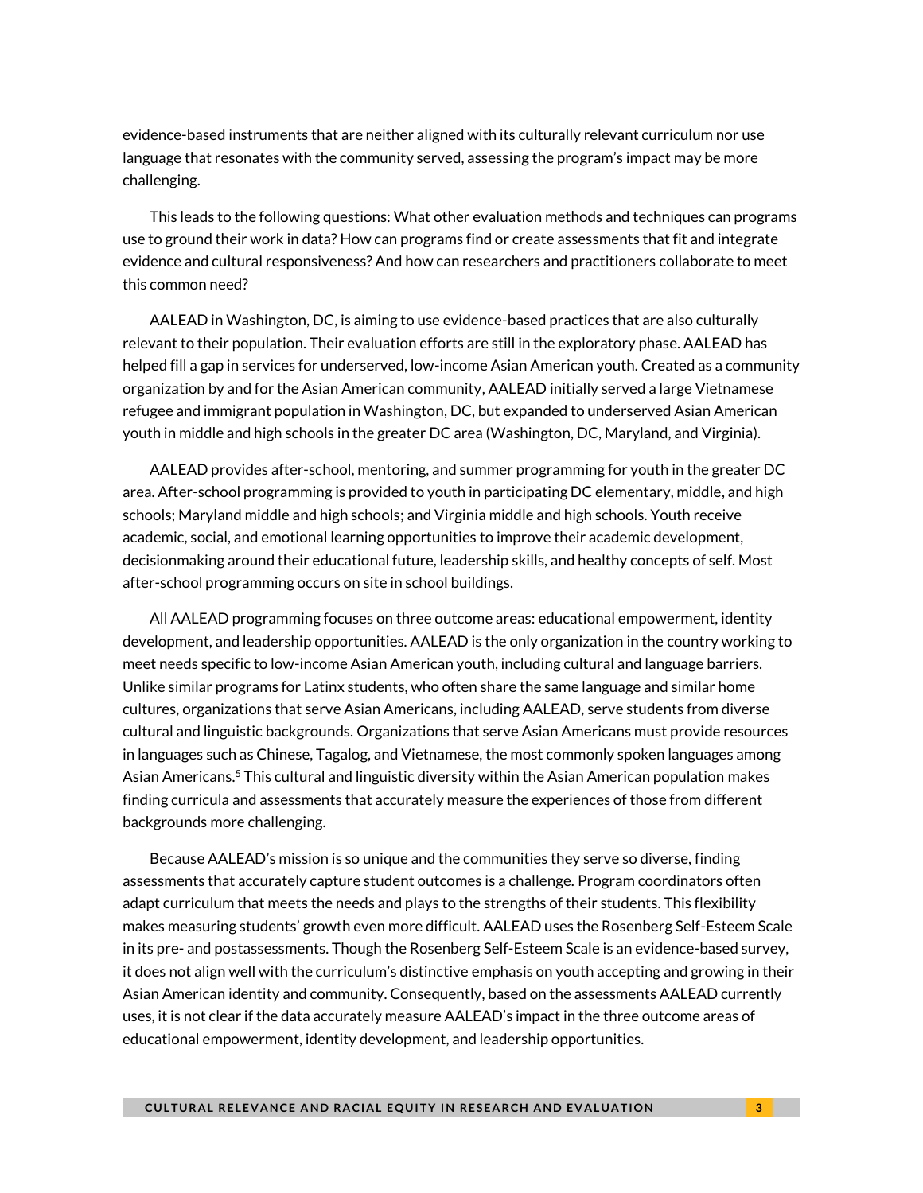evidence-based instruments that are neither aligned with its culturally relevant curriculum nor use language that resonates with the community served, assessing the program's impact may be more challenging.

This leads to the following questions: What other evaluation methods and techniques can programs use to ground their work in data? How can programs find or create assessments that fit and integrate evidence and cultural responsiveness? And how can researchers and practitioners collaborate to meet this common need?

AALEAD in Washington, DC, is aiming to use evidence-based practices that are also culturally relevant to their population. Their evaluation efforts are still in the exploratory phase. AALEAD has helped fill a gap in services for underserved, low-income Asian American youth. Created as a community organization by and for the Asian American community, AALEAD initially served a large Vietnamese refugee and immigrant population in Washington, DC, but expanded to underserved Asian American youth in middle and high schools in the greater DC area (Washington, DC, Maryland, and Virginia).

AALEAD provides after-school, mentoring, and summer programming for youth in the greater DC area. After-school programming is provided to youth in participating DC elementary, middle, and high schools; Maryland middle and high schools; and Virginia middle and high schools. Youth receive academic, social, and emotional learning opportunities to improve their academic development, decisionmaking around their educational future, leadership skills, and healthy concepts of self. Most after-school programming occurs on site in school buildings.

All AALEAD programming focuses on three outcome areas: educational empowerment, identity development, and leadership opportunities. AALEAD is the only organization in the country working to meet needs specific to low-income Asian American youth, including cultural and language barriers. Unlike similar programs for Latinx students, who often share the same language and similar home cultures, organizations that serve Asian Americans, including AALEAD, serve students from diverse cultural and linguistic backgrounds. Organizations that serve Asian Americans must provide resources in languages such as Chinese, Tagalog, and Vietnamese, the most commonly spoken languages among Asian Americans.[5] This cultural and linguistic diversity within the Asian American population makes finding curricula and assessments that accurately measure the experiences of those from different backgrounds more challenging.

Because AALEAD's mission is so unique and the communities they serve so diverse, finding assessments that accurately capture student outcomes is a challenge. Program coordinators often adapt curriculum that meets the needs and plays to the strengths of their students. This flexibility makes measuring students' growth even more difficult. AALEAD uses the Rosenberg Self-Esteem Scale in its pre- and postassessments. Though the Rosenberg Self-Esteem Scale is an evidence-based survey, it does not align well with the curriculum's distinctive emphasis on youth accepting and growing in their Asian American identity and community. Consequently, based on the assessments AALEAD currently uses, it is not clear if the data accurately measure AALEAD's impact in the three outcome areas of educational empowerment, identity development, and leadership opportunities.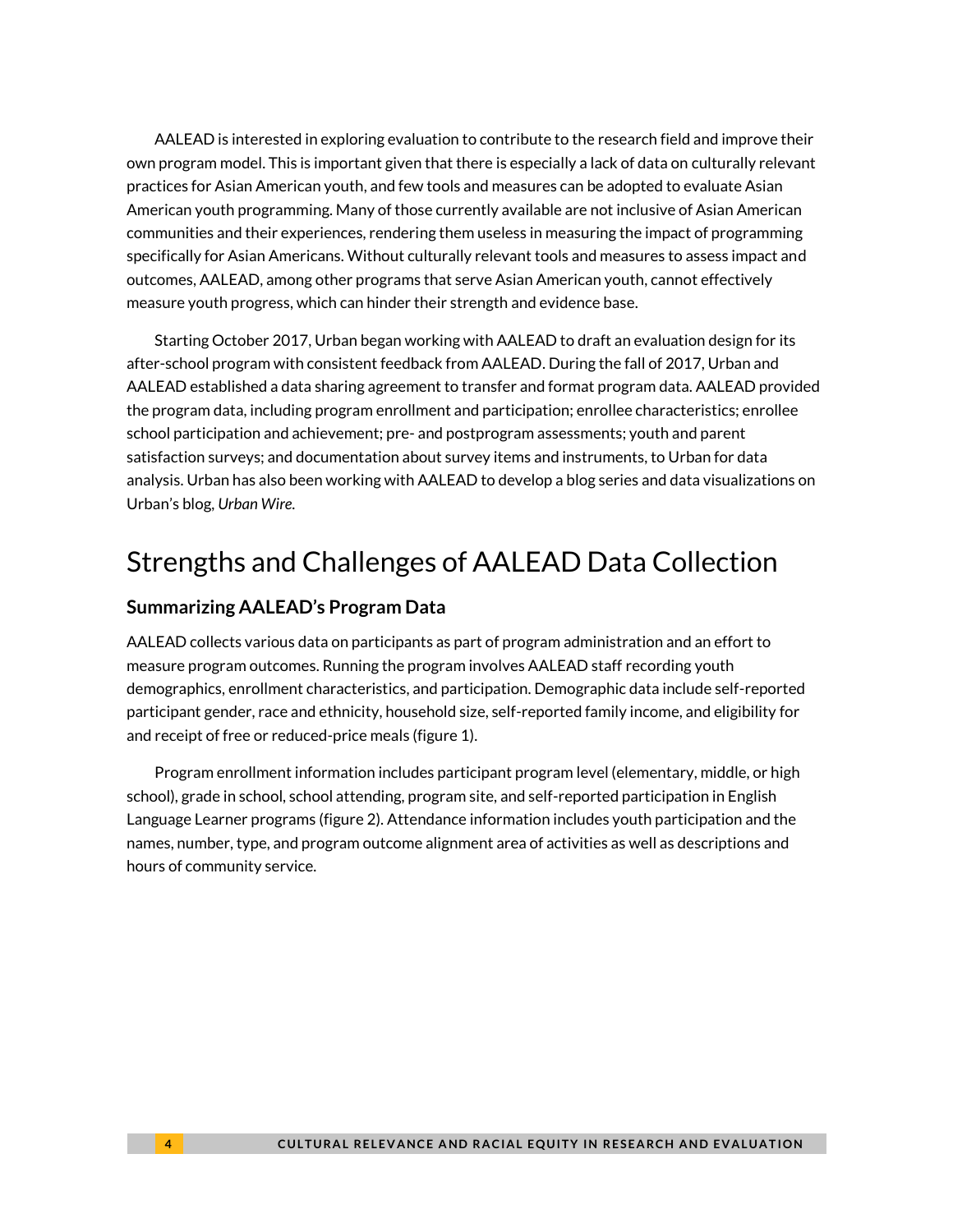AALEAD is interested in exploring evaluation to contribute to the research field and improve their own program model. This is important given that there is especially a lack of data on culturally relevant practices for Asian American youth, and few tools and measures can be adopted to evaluate Asian American youth programming. Many of those currently available are not inclusive of Asian American communities and their experiences, rendering them useless in measuring the impact of programming specifically for Asian Americans. Without culturally relevant tools and measures to assess impact and outcomes, AALEAD, among other programs that serve Asian American youth, cannot effectively measure youth progress, which can hinder their strength and evidence base.

Starting October 2017, Urban began working with AALEAD to draft an evaluation design for its after-school program with consistent feedback from AALEAD. During the fall of 2017, Urban and AALEAD established a data sharing agreement to transfer and format program data. AALEAD provided the program data, including program enrollment and participation; enrollee characteristics; enrollee school participation and achievement; pre- and postprogram assessments; youth and parent satisfaction surveys; and documentation about survey items and instruments, to Urban for data analysis. Urban has also been working with AALEAD to develop a blog series and data visualizations on Urban's blog, *Urban Wire*.

# Strengths and Challenges of AALEAD Data Collection

## Summarizing AALEAD's Program Data

AALEAD collects various data on participants as part of program administration and an effort to measure program outcomes. Running the program involves AALEAD staff recording youth demographics, enrollment characteristics, and participation. Demographic data include self-reported participant gender, race and ethnicity, household size, self-reported family income, and eligibility for and receipt of free or reduced-price meals (figure 1).

Program enrollment information includes participant program level (elementary, middle, or high school), grade in school, school attending, program site, and self-reported participation in English Language Learner programs (figure 2). Attendance information includes youth participation and the names, number, type, and program outcome alignment area of activities as well as descriptions and hours of community service.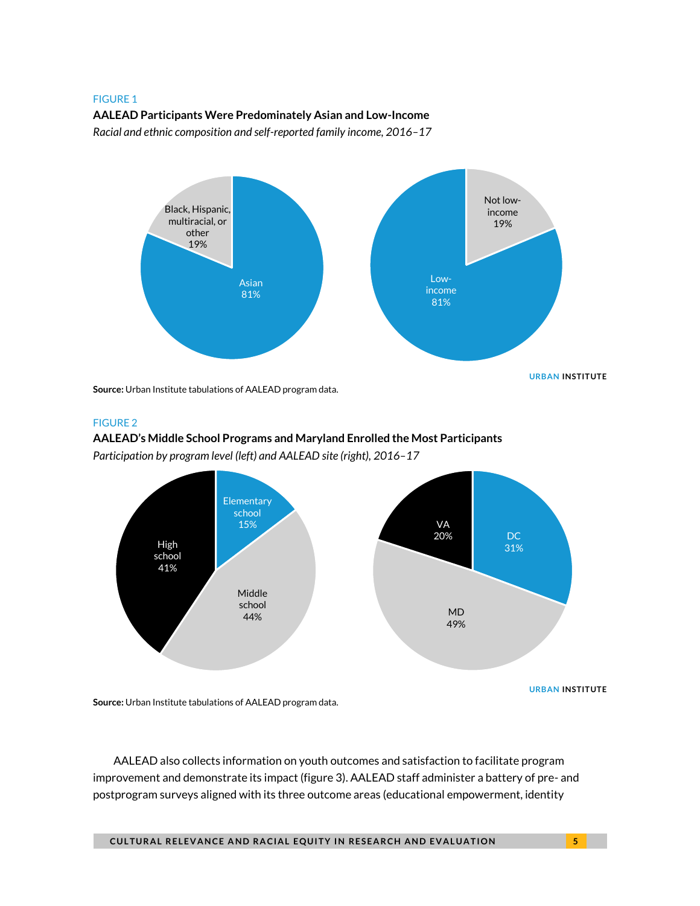FIGURE 1

**AALEAD Participants Were Predominately Asian and Low-Income**

*Racial and ethnic composition and self-reported family income, 2016–17*

Black, Hispanic, multiracial, or other 19%

Asian 81%

Not low-income 19%

Low-income 81%

URBAN INSTITUTE

**Source:** Urban Institute tabulations of AALEAD program data.

FIGURE 2

**AALEAD's Middle School Programs and Maryland Enrolled the Most Participants**

*Participation by program level (left) and AALEAD site (right), 2016–17*

Elementary school 15%

High school 41%

Middle school 44%

VA 20%

DC 31%

MD 49%

URBAN INSTITUTE

**Source:** Urban Institute tabulations of AALEAD program data.

AALEAD also collects information on youth outcomes and satisfaction to facilitate program improvement and demonstrate its impact (figure 3). AALEAD staff administer a battery of pre- and postprogram surveys aligned with its three outcome areas (educational empowerment, identity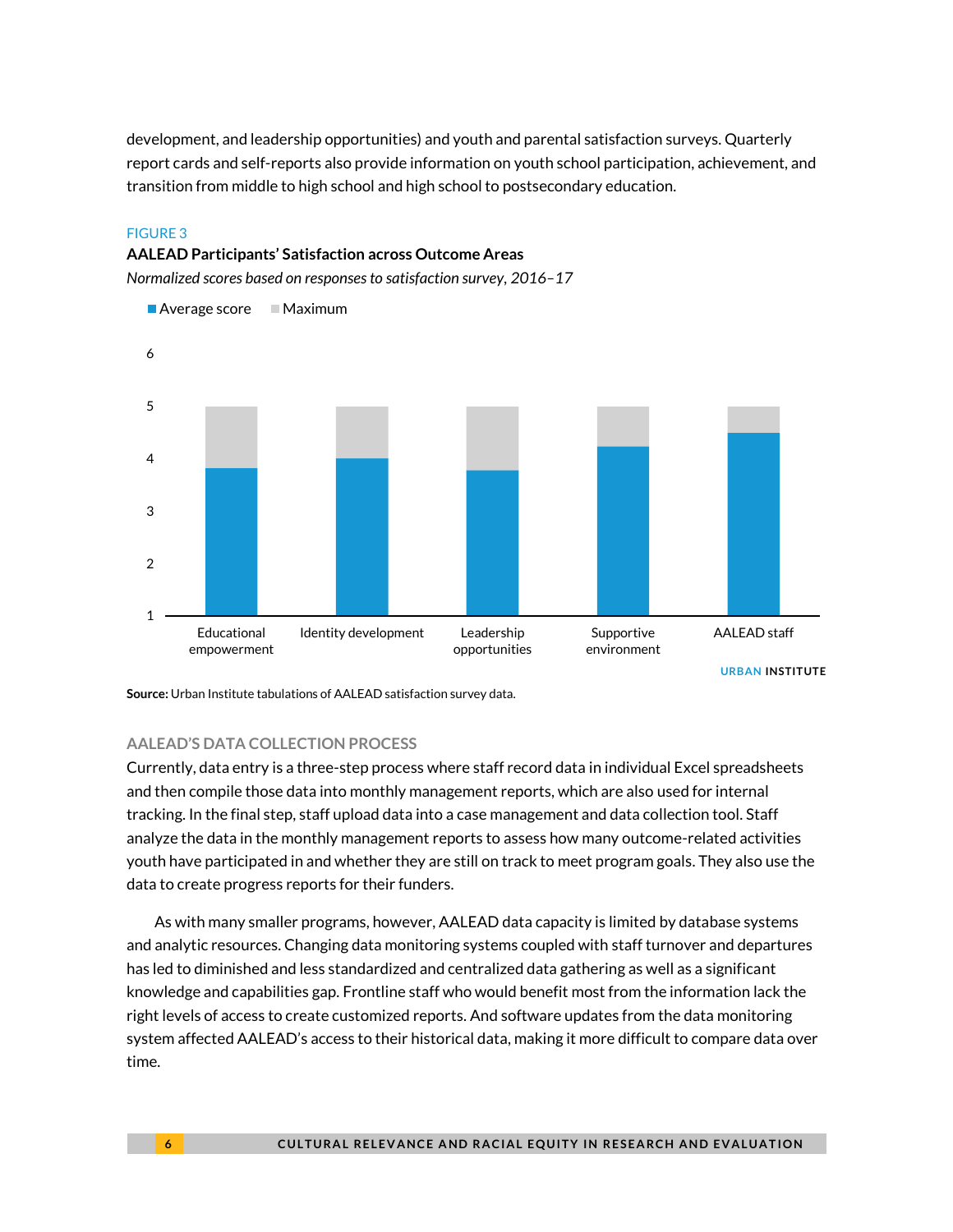development, and leadership opportunities) and youth and parental satisfaction surveys. Quarterly report cards and self-reports also provide information on youth school participation, achievement, and transition from middle to high school and high school to postsecondary education.

FIGURE 3

**AALEAD Participants' Satisfaction across Outcome Areas**

*Normalized scores based on responses to satisfaction survey, 2016–17*

■ Average score ■ Maximum

6

5

4

3

2

1

Educational empowerment | Identity development | Leadership opportunities | Supportive environment | AALEAD staff

URBAN INSTITUTE

**Source:** Urban Institute tabulations of AALEAD satisfaction survey data.

### AALEAD'S DATA COLLECTION PROCESS

Currently, data entry is a three-step process where staff record data in individual Excel spreadsheets and then compile those data into monthly management reports, which are also used for internal tracking. In the final step, staff upload data into a case management and data collection tool. Staff analyze the data in the monthly management reports to assess how many outcome-related activities youth have participated in and whether they are still on track to meet program goals. They also use the data to create progress reports for their funders.

As with many smaller programs, however, AALEAD data capacity is limited by database systems and analytic resources. Changing data monitoring systems coupled with staff turnover and departures has led to diminished and less standardized and centralized data gathering as well as a significant knowledge and capabilities gap. Frontline staff who would benefit most from the information lack the right levels of access to create customized reports. And software updates from the data monitoring system affected AALEAD's access to their historical data, making it more difficult to compare data over time.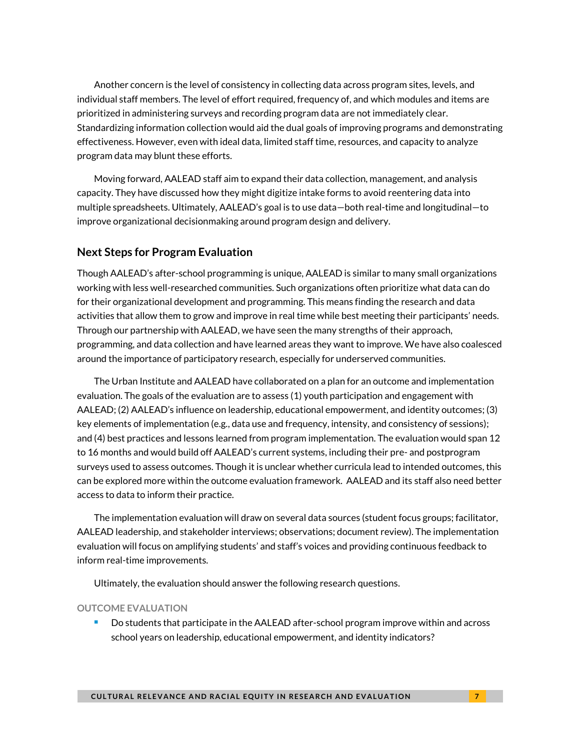Another concern is the level of consistency in collecting data across program sites, levels, and individual staff members. The level of effort required, frequency of, and which modules and items are prioritized in administering surveys and recording program data are not immediately clear. Standardizing information collection would aid the dual goals of improving programs and demonstrating effectiveness. However, even with ideal data, limited staff time, resources, and capacity to analyze program data may blunt these efforts.

Moving forward, AALEAD staff aim to expand their data collection, management, and analysis capacity. They have discussed how they might digitize intake forms to avoid reentering data into multiple spreadsheets. Ultimately, AALEAD's goal is to use data—both real-time and longitudinal—to improve organizational decisionmaking around program design and delivery.

## Next Steps for Program Evaluation

Though AALEAD's after-school programming is unique, AALEAD is similar to many small organizations working with less well-researched communities. Such organizations often prioritize what data can do for their organizational development and programming. This means finding the research and data activities that allow them to grow and improve in real time while best meeting their participants' needs. Through our partnership with AALEAD, we have seen the many strengths of their approach, programming, and data collection and have learned areas they want to improve. We have also coalesced around the importance of participatory research, especially for underserved communities.

The Urban Institute and AALEAD have collaborated on a plan for an outcome and implementation evaluation. The goals of the evaluation are to assess (1) youth participation and engagement with AALEAD; (2) AALEAD's influence on leadership, educational empowerment, and identity outcomes; (3) key elements of implementation (e.g., data use and frequency, intensity, and consistency of sessions); and (4) best practices and lessons learned from program implementation. The evaluation would span 12 to 16 months and would build off AALEAD's current systems, including their pre- and postprogram surveys used to assess outcomes. Though it is unclear whether curricula lead to intended outcomes, this can be explored more within the outcome evaluation framework. AALEAD and its staff also need better access to data to inform their practice.

The implementation evaluation will draw on several data sources (student focus groups; facilitator, AALEAD leadership, and stakeholder interviews; observations; document review). The implementation evaluation will focus on amplifying students' and staff's voices and providing continuous feedback to inform real-time improvements.

Ultimately, the evaluation should answer the following research questions.

### OUTCOME EVALUATION

- Do students that participate in the AALEAD after-school program improve within and across school years on leadership, educational empowerment, and identity indicators?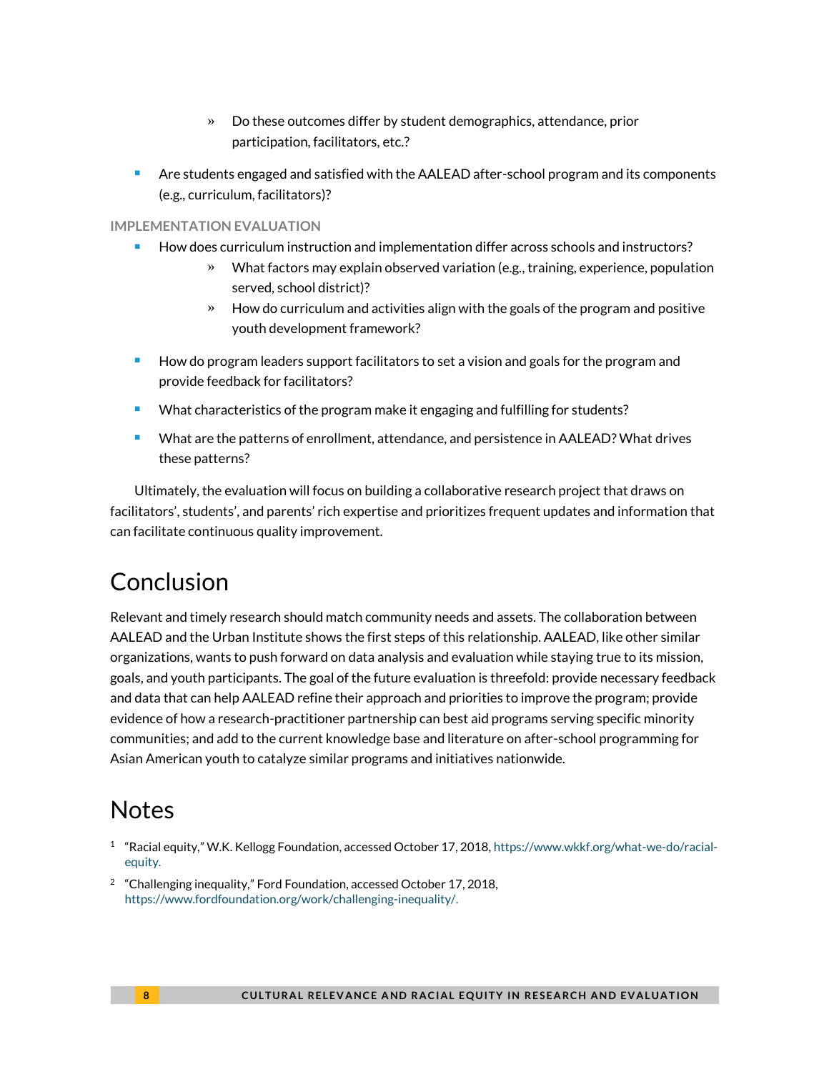- Do these outcomes differ by student demographics, attendance, prior participation, facilitators, etc.?
- Are students engaged and satisfied with the AALEAD after-school program and its components (e.g., curriculum, facilitators)?

#### IMPLEMENTATION EVALUATION

- How does curriculum instruction and implementation differ across schools and instructors?
    - What factors may explain observed variation (e.g., training, experience, population served, school district)?
    - How do curriculum and activities align with the goals of the program and positive youth development framework?
- How do program leaders support facilitators to set a vision and goals for the program and provide feedback for facilitators?
- What characteristics of the program make it engaging and fulfilling for students?
- What are the patterns of enrollment, attendance, and persistence in AALEAD? What drives these patterns?

Ultimately, the evaluation will focus on building a collaborative research project that draws on facilitators', students', and parents' rich expertise and prioritizes frequent updates and information that can facilitate continuous quality improvement.

## Conclusion

Relevant and timely research should match community needs and assets. The collaboration between AALEAD and the Urban Institute shows the first steps of this relationship. AALEAD, like other similar organizations, wants to push forward on data analysis and evaluation while staying true to its mission, goals, and youth participants. The goal of the future evaluation is threefold: provide necessary feedback and data that can help AALEAD refine their approach and priorities to improve the program; provide evidence of how a research-practitioner partnership can best aid programs serving specific minority communities; and add to the current knowledge base and literature on after-school programming for Asian American youth to catalyze similar programs and initiatives nationwide.

## Notes

1. "Racial equity," W.K. Kellogg Foundation, accessed October 17, 2018, https://www.wkkf.org/what-we-do/racial-equity.
2. "Challenging inequality," Ford Foundation, accessed October 17, 2018, https://www.fordfoundation.org/work/challenging-inequality/.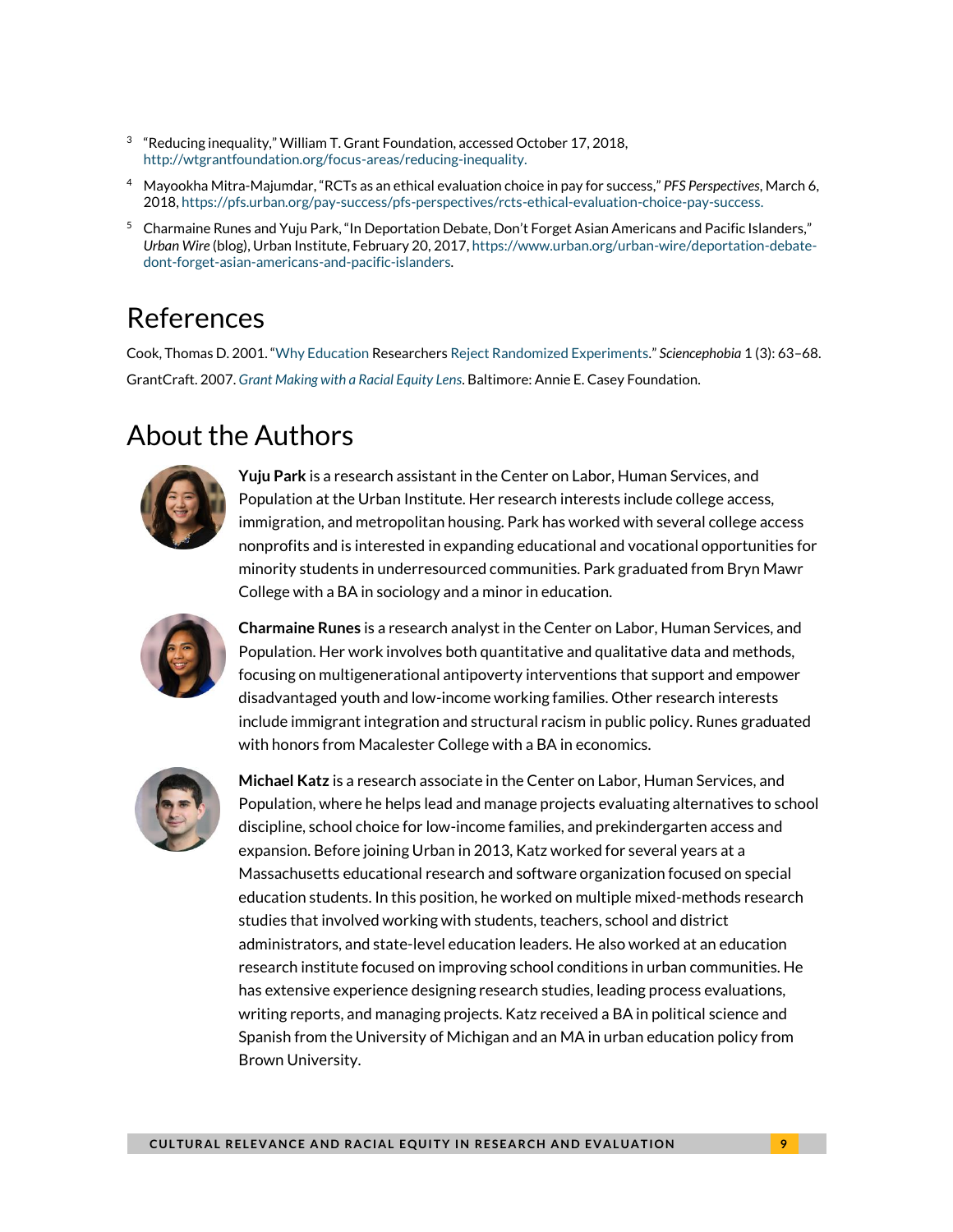[3] "Reducing inequality," William T. Grant Foundation, accessed October 17, 2018, http://wtgrantfoundation.org/focus-areas/reducing-inequality.

[4] Mayookha Mitra-Majumdar, "RCTs as an ethical evaluation choice in pay for success," *PFS Perspectives*, March 6, 2018, https://pfs.urban.org/pay-success/pfs-perspectives/rcts-ethical-evaluation-choice-pay-success.

[5] Charmaine Runes and Yuju Park, "In Deportation Debate, Don't Forget Asian Americans and Pacific Islanders," *Urban Wire* (blog), Urban Institute, February 20, 2017, https://www.urban.org/urban-wire/deportation-debate-dont-forget-asian-americans-and-pacific-islanders.

# References

Cook, Thomas D. 2001. "Why Education Researchers Reject Randomized Experiments." *Sciencephobia* 1 (3): 63–68.

GrantCraft. 2007. *Grant Making with a Racial Equity Lens*. Baltimore: Annie E. Casey Foundation.

# About the Authors

**Yuju Park** is a research assistant in the Center on Labor, Human Services, and Population at the Urban Institute. Her research interests include college access, immigration, and metropolitan housing. Park has worked with several college access nonprofits and is interested in expanding educational and vocational opportunities for minority students in underresourced communities. Park graduated from Bryn Mawr College with a BA in sociology and a minor in education.

**Charmaine Runes** is a research analyst in the Center on Labor, Human Services, and Population. Her work involves both quantitative and qualitative data and methods, focusing on multigenerational antipoverty interventions that support and empower disadvantaged youth and low-income working families. Other research interests include immigrant integration and structural racism in public policy. Runes graduated with honors from Macalester College with a BA in economics.

**Michael Katz** is a research associate in the Center on Labor, Human Services, and Population, where he helps lead and manage projects evaluating alternatives to school discipline, school choice for low-income families, and prekindergarten access and expansion. Before joining Urban in 2013, Katz worked for several years at a Massachusetts educational research and software organization focused on special education students. In this position, he worked on multiple mixed-methods research studies that involved working with students, teachers, school and district administrators, and state-level education leaders. He also worked at an education research institute focused on improving school conditions in urban communities. He has extensive experience designing research studies, leading process evaluations, writing reports, and managing projects. Katz received a BA in political science and Spanish from the University of Michigan and an MA in urban education policy from Brown University.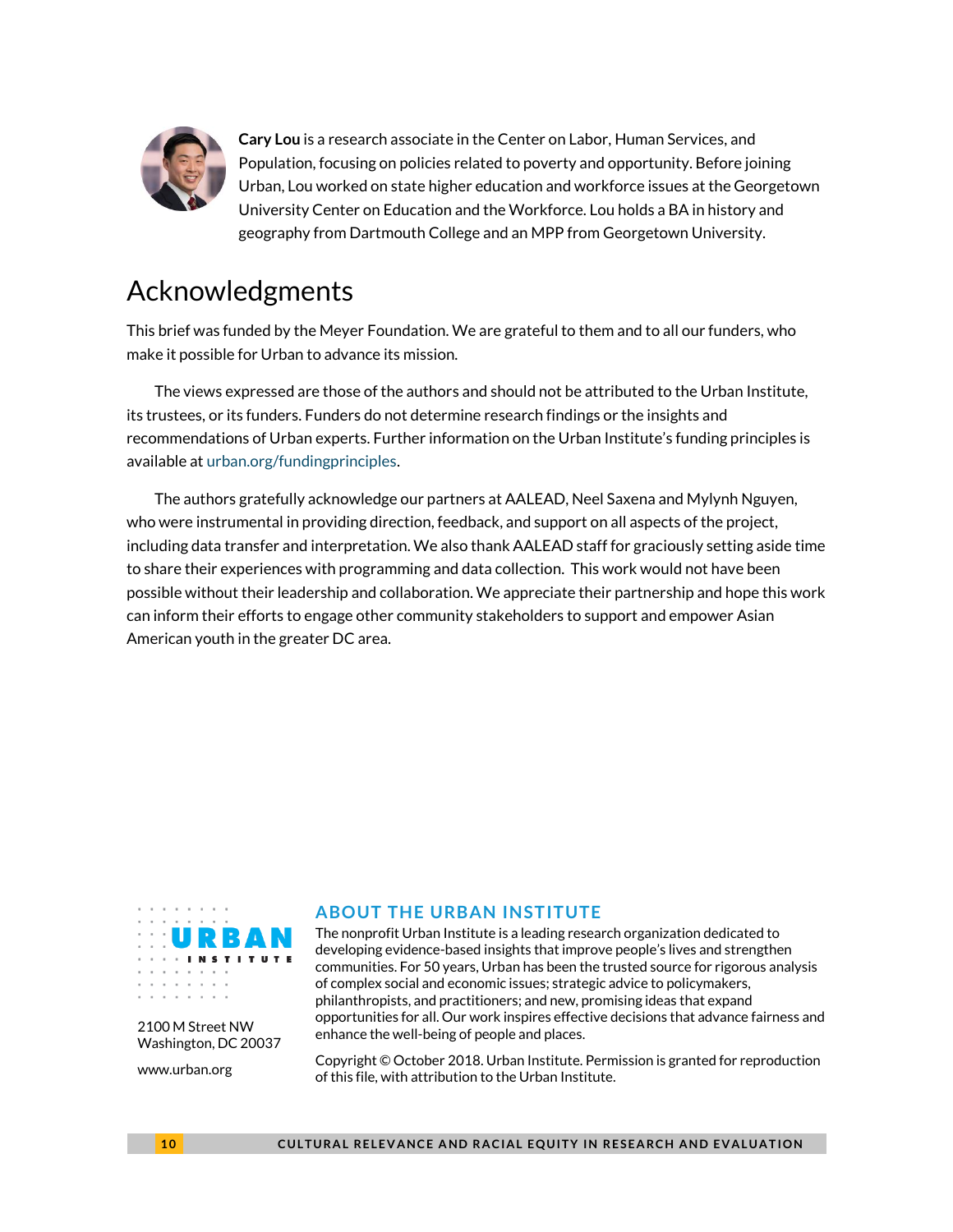**Cary Lou** is a research associate in the Center on Labor, Human Services, and Population, focusing on policies related to poverty and opportunity. Before joining Urban, Lou worked on state higher education and workforce issues at the Georgetown University Center on Education and the Workforce. Lou holds a BA in history and geography from Dartmouth College and an MPP from Georgetown University.

# Acknowledgments

This brief was funded by the Meyer Foundation. We are grateful to them and to all our funders, who make it possible for Urban to advance its mission.

The views expressed are those of the authors and should not be attributed to the Urban Institute, its trustees, or its funders. Funders do not determine research findings or the insights and recommendations of Urban experts. Further information on the Urban Institute's funding principles is available at urban.org/fundingprinciples.

The authors gratefully acknowledge our partners at AALEAD, Neel Saxena and Mylynh Nguyen, who were instrumental in providing direction, feedback, and support on all aspects of the project, including data transfer and interpretation. We also thank AALEAD staff for graciously setting aside time to share their experiences with programming and data collection. This work would not have been possible without their leadership and collaboration. We appreciate their partnership and hope this work can inform their efforts to engage other community stakeholders to support and empower Asian American youth in the greater DC area.

URBAN INSTITUTE

2100 M Street NW
Washington, DC 20037

www.urban.org

## ABOUT THE URBAN INSTITUTE

The nonprofit Urban Institute is a leading research organization dedicated to developing evidence-based insights that improve people's lives and strengthen communities. For 50 years, Urban has been the trusted source for rigorous analysis of complex social and economic issues; strategic advice to policymakers, philanthropists, and practitioners; and new, promising ideas that expand opportunities for all. Our work inspires effective decisions that advance fairness and enhance the well-being of people and places.

Copyright © October 2018. Urban Institute. Permission is granted for reproduction of this file, with attribution to the Urban Institute.